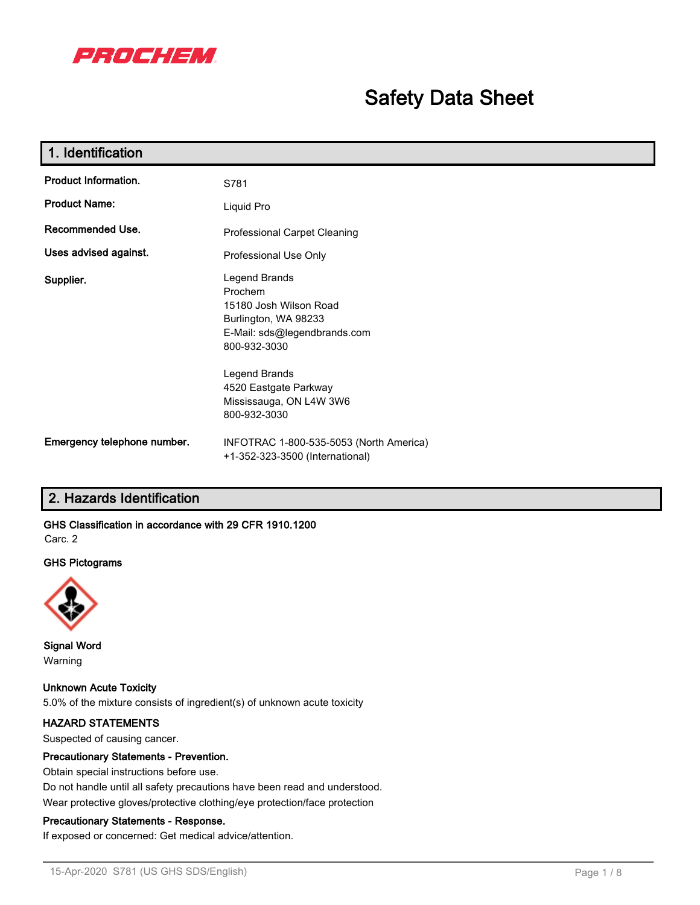PROCHEM

# Safety Data Sheet

## 1. Identification

**Product Information.** S781

**Product Name:** Liquid Pro

**Recommended Use.** Professional Carpet Cleaning

**Uses advised against.** Professional Use Only

**Supplier.**

Legend Brands
Prochem
15180 Josh Wilson Road
Burlington, WA 98233
E-Mail: sds@legendbrands.com
800-932-3030

Legend Brands
4520 Eastgate Parkway
Mississauga, ON L4W 3W6
800-932-3030

**Emergency telephone number.** INFOTRAC 1-800-535-5053 (North America)
+1-352-323-3500 (International)

## 2. Hazards Identification

**GHS Classification in accordance with 29 CFR 1910.1200**

Carc. 2

**GHS Pictograms**

**Signal Word**

Warning

**Unknown Acute Toxicity**

5.0% of the mixture consists of ingredient(s) of unknown acute toxicity

**HAZARD STATEMENTS**

Suspected of causing cancer.

**Precautionary Statements - Prevention.**

Obtain special instructions before use.
Do not handle until all safety precautions have been read and understood.
Wear protective gloves/protective clothing/eye protection/face protection

**Precautionary Statements - Response.**

If exposed or concerned: Get medical advice/attention.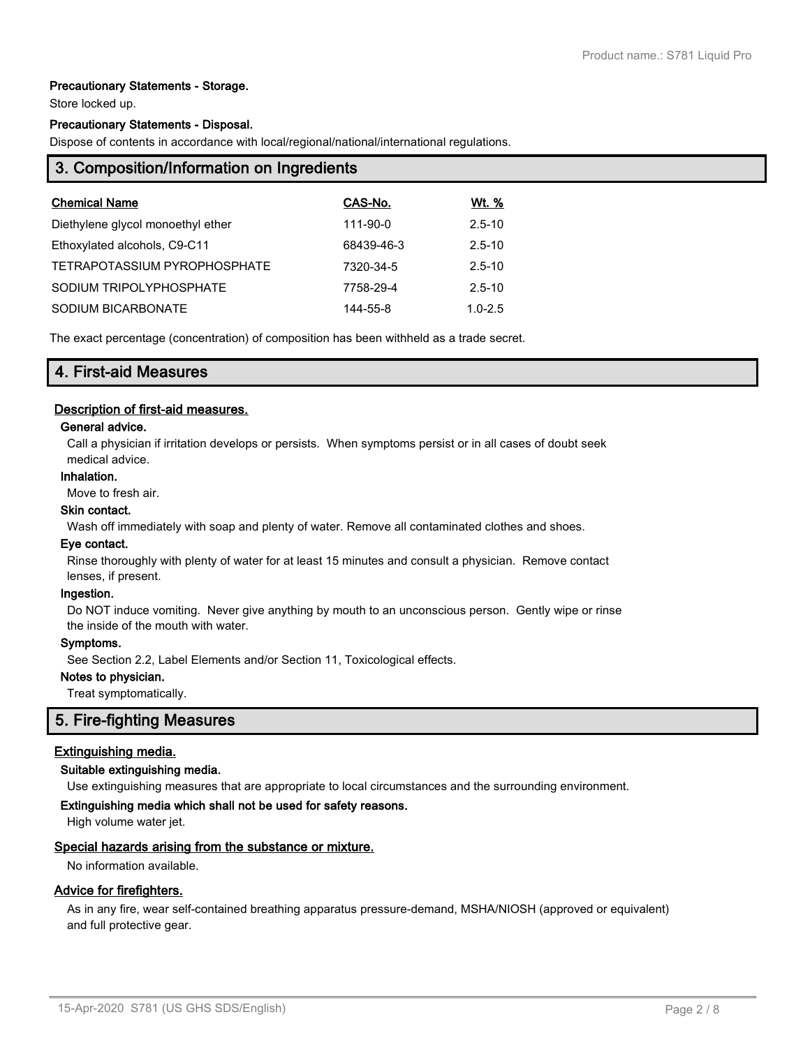**Precautionary Statements - Storage.**

Store locked up.

**Precautionary Statements - Disposal.**

Dispose of contents in accordance with local/regional/national/international regulations.

## 3. Composition/Information on Ingredients

| Chemical Name | CAS-No. | Wt. % |
| --- | --- | --- |
| Diethylene glycol monoethyl ether | 111-90-0 | 2.5-10 |
| Ethoxylated alcohols, C9-C11 | 68439-46-3 | 2.5-10 |
| TETRAPOTASSIUM PYROPHOSPHATE | 7320-34-5 | 2.5-10 |
| SODIUM TRIPOLYPHOSPHATE | 7758-29-4 | 2.5-10 |
| SODIUM BICARBONATE | 144-55-8 | 1.0-2.5 |

The exact percentage (concentration) of composition has been withheld as a trade secret.

## 4. First-aid Measures

### Description of first-aid measures.

**General advice.**

Call a physician if irritation develops or persists. When symptoms persist or in all cases of doubt seek medical advice.

**Inhalation.**

Move to fresh air.

**Skin contact.**

Wash off immediately with soap and plenty of water. Remove all contaminated clothes and shoes.

**Eye contact.**

Rinse thoroughly with plenty of water for at least 15 minutes and consult a physician. Remove contact lenses, if present.

**Ingestion.**

Do NOT induce vomiting. Never give anything by mouth to an unconscious person. Gently wipe or rinse the inside of the mouth with water.

**Symptoms.**

See Section 2.2, Label Elements and/or Section 11, Toxicological effects.

**Notes to physician.**

Treat symptomatically.

## 5. Fire-fighting Measures

### Extinguishing media.

**Suitable extinguishing media.**

Use extinguishing measures that are appropriate to local circumstances and the surrounding environment.

**Extinguishing media which shall not be used for safety reasons.**

High volume water jet.

### Special hazards arising from the substance or mixture.

No information available.

### Advice for firefighters.

As in any fire, wear self-contained breathing apparatus pressure-demand, MSHA/NIOSH (approved or equivalent) and full protective gear.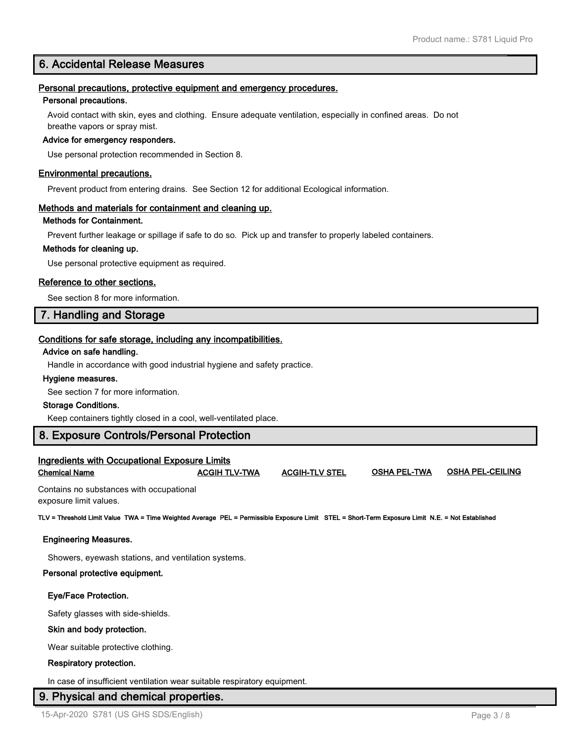## 6. Accidental Release Measures

### Personal precautions, protective equipment and emergency procedures.

**Personal precautions.**

Avoid contact with skin, eyes and clothing. Ensure adequate ventilation, especially in confined areas. Do not breathe vapors or spray mist.

**Advice for emergency responders.**

Use personal protection recommended in Section 8.

### Environmental precautions.

Prevent product from entering drains. See Section 12 for additional Ecological information.

### Methods and materials for containment and cleaning up.

**Methods for Containment.**

Prevent further leakage or spillage if safe to do so. Pick up and transfer to properly labeled containers.

**Methods for cleaning up.**

Use personal protective equipment as required.

### Reference to other sections.

See section 8 for more information.

## 7. Handling and Storage

### Conditions for safe storage, including any incompatibilities.

**Advice on safe handling.**

Handle in accordance with good industrial hygiene and safety practice.

**Hygiene measures.**

See section 7 for more information.

**Storage Conditions.**

Keep containers tightly closed in a cool, well-ventilated place.

## 8. Exposure Controls/Personal Protection

### Ingredients with Occupational Exposure Limits

| Chemical Name | ACGIH TLV-TWA | ACGIH-TLV STEL | OSHA PEL-TWA | OSHA PEL-CEILING |
|---|---|---|---|---|
| Contains no substances with occupational exposure limit values. | | | | |

**TLV = Threshold Limit Value TWA = Time Weighted Average PEL = Permissible Exposure Limit STEL = Short-Term Exposure Limit N.E. = Not Established**

**Engineering Measures.**

Showers, eyewash stations, and ventilation systems.

**Personal protective equipment.**

**Eye/Face Protection.**

Safety glasses with side-shields.

**Skin and body protection.**

Wear suitable protective clothing.

**Respiratory protection.**

In case of insufficient ventilation wear suitable respiratory equipment.

## 9. Physical and chemical properties.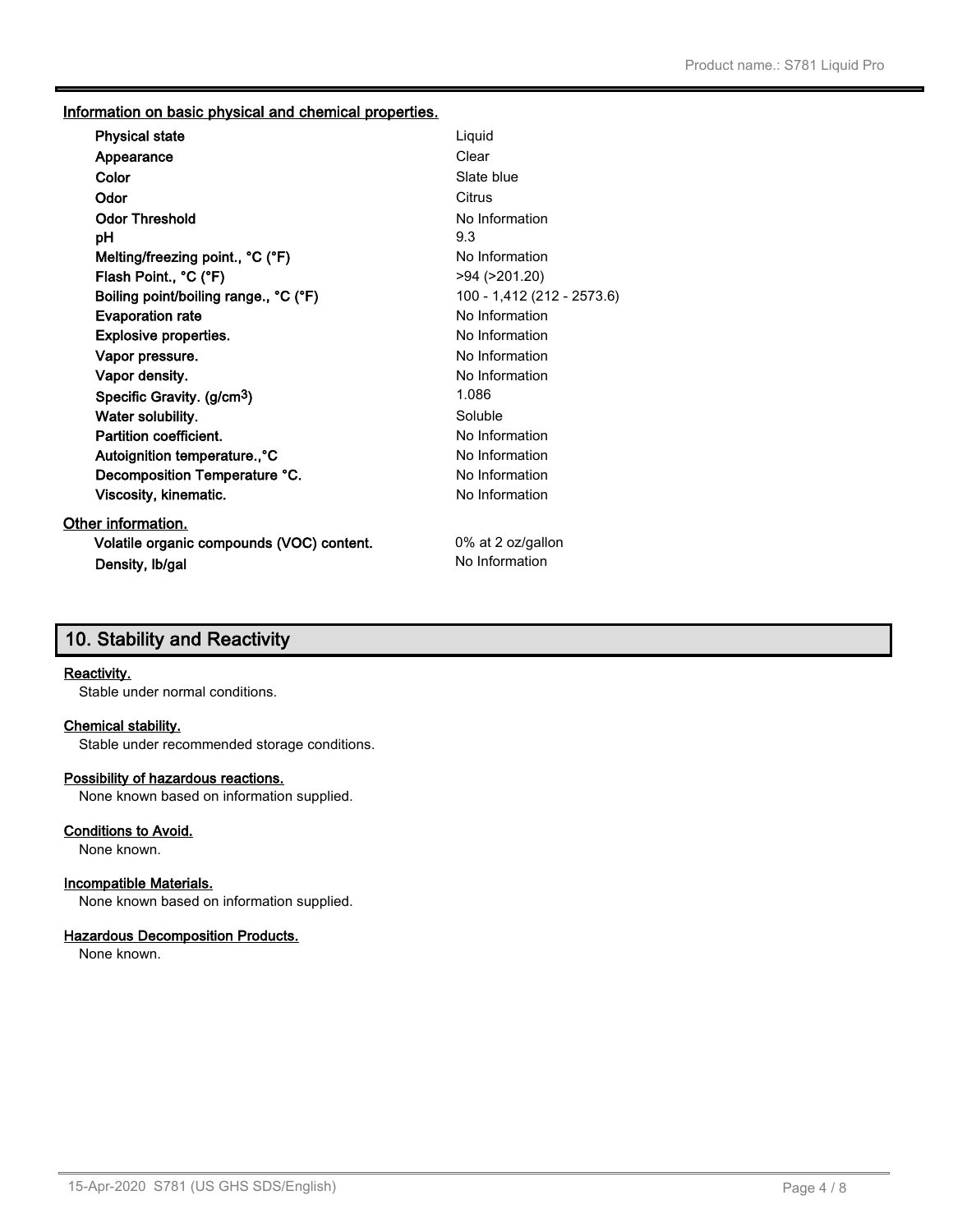### Information on basic physical and chemical properties.

| Property | Value |
| --- | --- |
| **Physical state** | Liquid |
| **Appearance** | Clear |
| **Color** | Slate blue |
| **Odor** | Citrus |
| **Odor Threshold** | No Information |
| **pH** | 9.3 |
| **Melting/freezing point., °C (°F)** | No Information |
| **Flash Point., °C (°F)** | >94 (>201.20) |
| **Boiling point/boiling range., °C (°F)** | 100 - 1,412 (212 - 2573.6) |
| **Evaporation rate** | No Information |
| **Explosive properties.** | No Information |
| **Vapor pressure.** | No Information |
| **Vapor density.** | No Information |
| **Specific Gravity. (g/cm$^3$)** | 1.086 |
| **Water solubility.** | Soluble |
| **Partition coefficient.** | No Information |
| **Autoignition temperature.,°C** | No Information |
| **Decomposition Temperature °C.** | No Information |
| **Viscosity, kinematic.** | No Information |

### Other information.

| Property | Value |
| --- | --- |
| **Volatile organic compounds (VOC) content.** | 0% at 2 oz/gallon |
| **Density, lb/gal** | No Information |

## 10. Stability and Reactivity

**Reactivity.**

Stable under normal conditions.

**Chemical stability.**

Stable under recommended storage conditions.

**Possibility of hazardous reactions.**

None known based on information supplied.

**Conditions to Avoid.**

None known.

**Incompatible Materials.**

None known based on information supplied.

**Hazardous Decomposition Products.**

None known.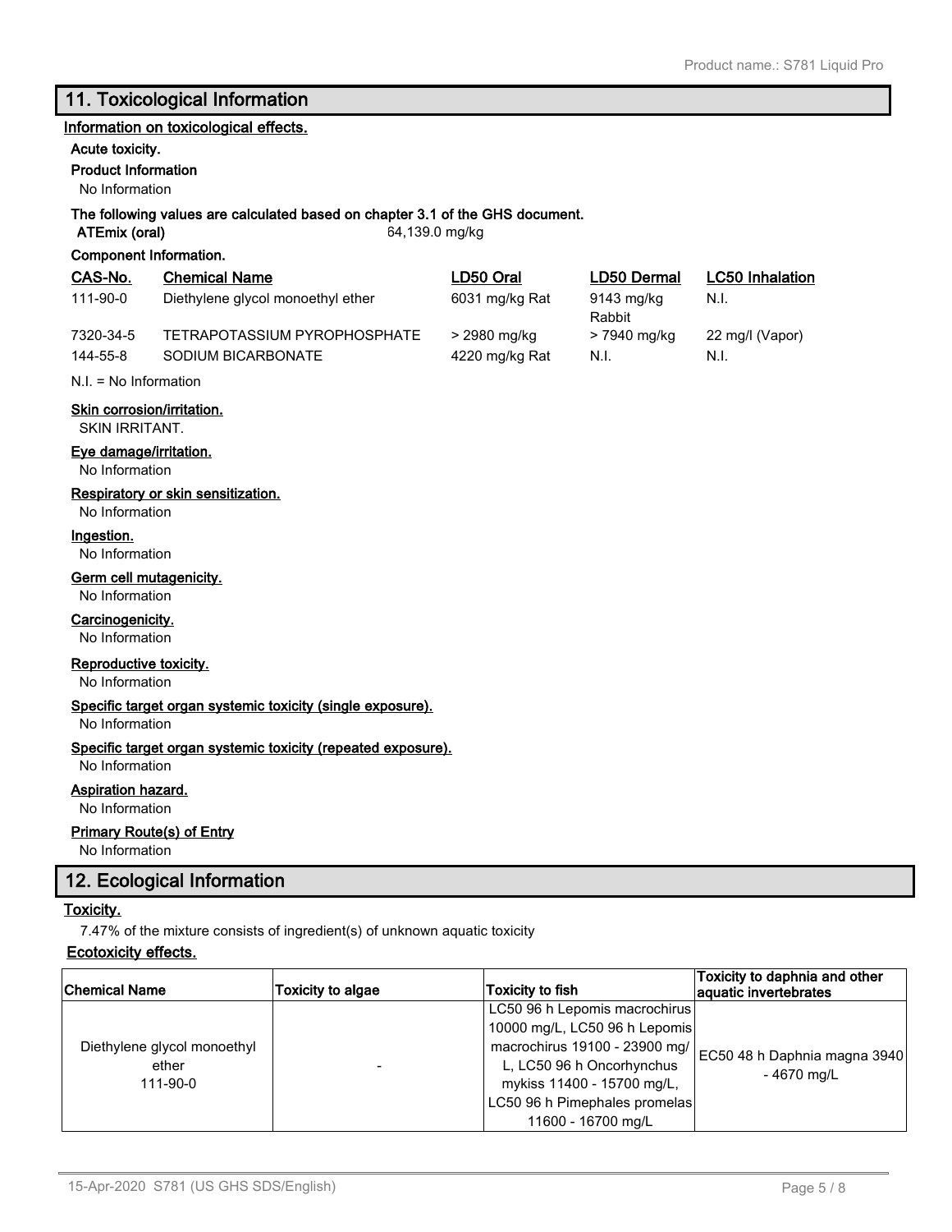## 11. Toxicological Information

**Information on toxicological effects.**

**Acute toxicity.**

**Product Information**

No Information

**The following values are calculated based on chapter 3.1 of the GHS document.**

**ATEmix (oral)** 64,139.0 mg/kg

**Component Information.**

| CAS-No. | Chemical Name | LD50 Oral | LD50 Dermal | LC50 Inhalation |
|---|---|---|---|---|
| 111-90-0 | Diethylene glycol monoethyl ether | 6031 mg/kg Rat | 9143 mg/kg Rabbit | N.I. |
| 7320-34-5 | TETRAPOTASSIUM PYROPHOSPHATE | > 2980 mg/kg | > 7940 mg/kg | 22 mg/l (Vapor) |
| 144-55-8 | SODIUM BICARBONATE | 4220 mg/kg Rat | N.I. | N.I. |

N.I. = No Information

**Skin corrosion/irritation.**

SKIN IRRITANT.

**Eye damage/irritation.**

No Information

**Respiratory or skin sensitization.**

No Information

**Ingestion.**

No Information

**Germ cell mutagenicity.**

No Information

**Carcinogenicity.**

No Information

**Reproductive toxicity.**

No Information

**Specific target organ systemic toxicity (single exposure).**

No Information

**Specific target organ systemic toxicity (repeated exposure).**

No Information

**Aspiration hazard.**

No Information

**Primary Route(s) of Entry**

No Information

## 12. Ecological Information

**Toxicity.**

7.47% of the mixture consists of ingredient(s) of unknown aquatic toxicity

**Ecotoxicity effects.**

| Chemical Name | Toxicity to algae | Toxicity to fish | Toxicity to daphnia and other aquatic invertebrates |
|---|---|---|---|
| Diethylene glycol monoethyl ether 111-90-0 | - | LC50 96 h Lepomis macrochirus 10000 mg/L, LC50 96 h Lepomis macrochirus 19100 - 23900 mg/L, LC50 96 h Oncorhynchus mykiss 11400 - 15700 mg/L, LC50 96 h Pimephales promelas 11600 - 16700 mg/L | EC50 48 h Daphnia magna 3940 - 4670 mg/L |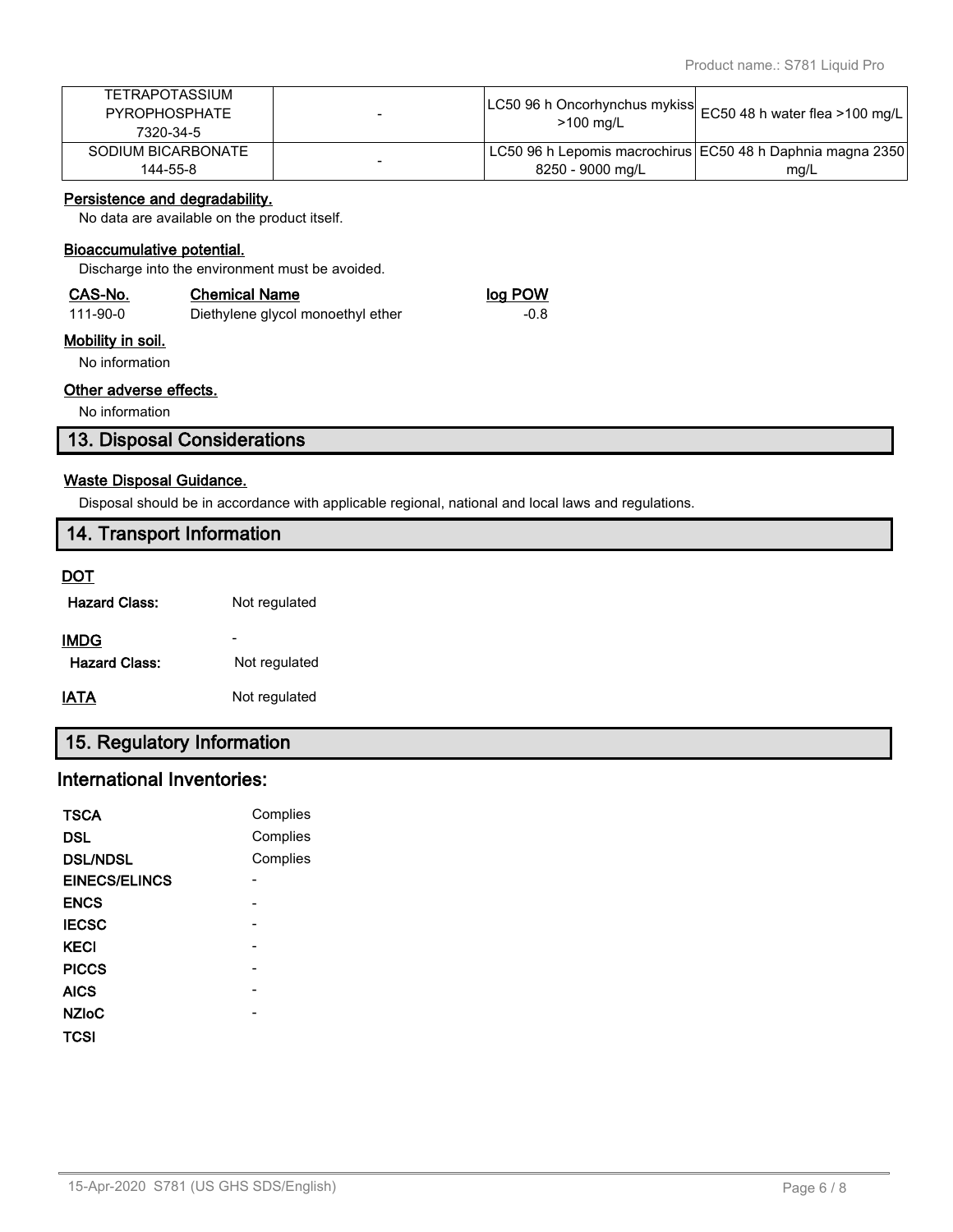| TETRAPOTASSIUM PYROPHOSPHATE 7320-34-5 | - | LC50 96 h Oncorhynchus mykiss >100 mg/L | EC50 48 h water flea >100 mg/L |
|---|---|---|---|
| SODIUM BICARBONATE 144-55-8 | - | LC50 96 h Lepomis macrochirus 8250 - 9000 mg/L | EC50 48 h Daphnia magna 2350 mg/L |

**Persistence and degradability.**

No data are available on the product itself.

**Bioaccumulative potential.**

Discharge into the environment must be avoided.

| CAS-No. | Chemical Name | log POW |
|---|---|---|
| 111-90-0 | Diethylene glycol monoethyl ether | -0.8 |

**Mobility in soil.**

No information

**Other adverse effects.**

No information

## 13. Disposal Considerations

**Waste Disposal Guidance.**

Disposal should be in accordance with applicable regional, national and local laws and regulations.

## 14. Transport Information

**DOT**

**Hazard Class:** Not regulated

**IMDG** -

**Hazard Class:** Not regulated

**IATA** Not regulated

## 15. Regulatory Information

### International Inventories:

| | |
|---|---|
| **TSCA** | Complies |
| **DSL** | Complies |
| **DSL/NDSL** | Complies |
| **EINECS/ELINCS** | - |
| **ENCS** | - |
| **IECSC** | - |
| **KECI** | - |
| **PICCS** | - |
| **AICS** | - |
| **NZIoC** | - |
| **TCSI** | |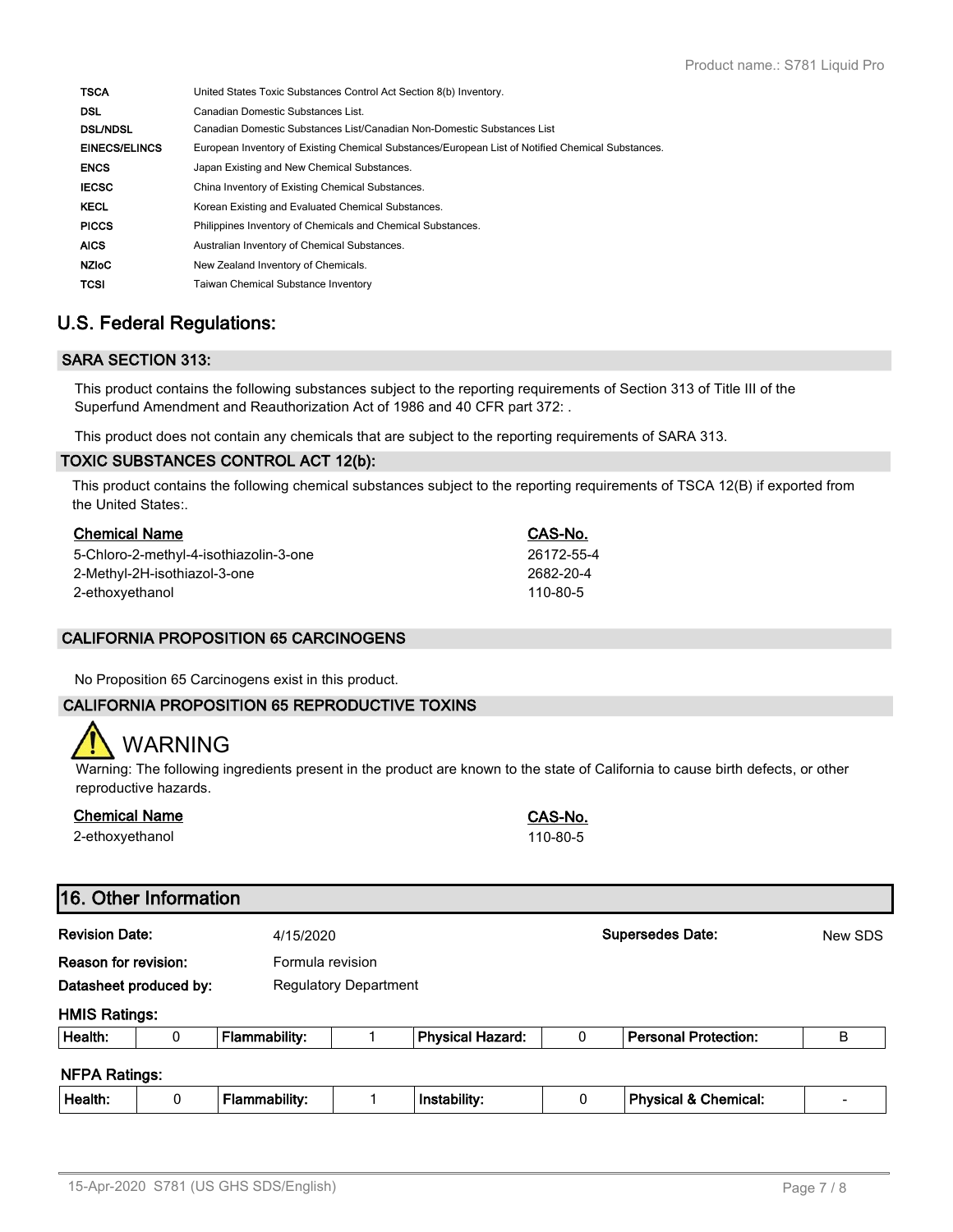| | |
|---|---|
| **TSCA** | United States Toxic Substances Control Act Section 8(b) Inventory. |
| **DSL** | Canadian Domestic Substances List. |
| **DSL/NDSL** | Canadian Domestic Substances List/Canadian Non-Domestic Substances List |
| **EINECS/ELINCS** | European Inventory of Existing Chemical Substances/European List of Notified Chemical Substances. |
| **ENCS** | Japan Existing and New Chemical Substances. |
| **IECSC** | China Inventory of Existing Chemical Substances. |
| **KECL** | Korean Existing and Evaluated Chemical Substances. |
| **PICCS** | Philippines Inventory of Chemicals and Chemical Substances. |
| **AICS** | Australian Inventory of Chemical Substances. |
| **NZIoC** | New Zealand Inventory of Chemicals. |
| **TCSI** | Taiwan Chemical Substance Inventory |

## U.S. Federal Regulations:

### SARA SECTION 313:

This product contains the following substances subject to the reporting requirements of Section 313 of Title III of the Superfund Amendment and Reauthorization Act of 1986 and 40 CFR part 372: .

This product does not contain any chemicals that are subject to the reporting requirements of SARA 313.

### TOXIC SUBSTANCES CONTROL ACT 12(b):

This product contains the following chemical substances subject to the reporting requirements of TSCA 12(B) if exported from the United States:.

| Chemical Name | CAS-No. |
|---|---|
| 5-Chloro-2-methyl-4-isothiazolin-3-one | 26172-55-4 |
| 2-Methyl-2H-isothiazol-3-one | 2682-20-4 |
| 2-ethoxyethanol | 110-80-5 |

### CALIFORNIA PROPOSITION 65 CARCINOGENS

No Proposition 65 Carcinogens exist in this product.

### CALIFORNIA PROPOSITION 65 REPRODUCTIVE TOXINS

WARNING

Warning: The following ingredients present in the product are known to the state of California to cause birth defects, or other reproductive hazards.

| Chemical Name | CAS-No. |
|---|---|
| 2-ethoxyethanol | 110-80-5 |

## 16. Other Information

**Revision Date:** 4/15/2020 **Supersedes Date:** New SDS

**Reason for revision:** Formula revision

**Datasheet produced by:** Regulatory Department

**HMIS Ratings:**

| Health: | 0 | Flammability: | 1 | Physical Hazard: | 0 | Personal Protection: | B |
|---|---|---|---|---|---|---|---|

**NFPA Ratings:**

| Health: | 0 | Flammability: | 1 | Instability: | 0 | Physical & Chemical: | - |
|---|---|---|---|---|---|---|---|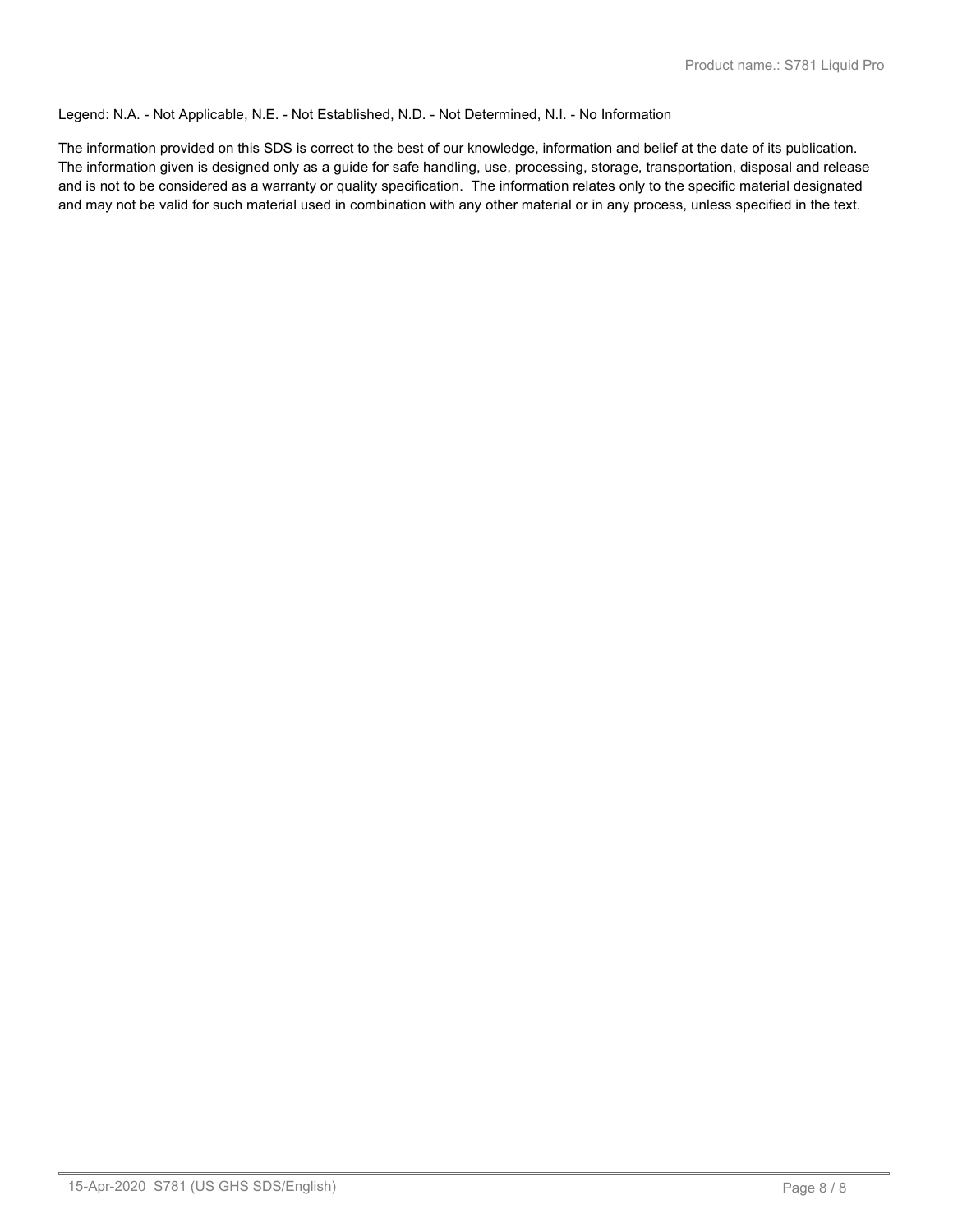Legend: N.A. - Not Applicable, N.E. - Not Established, N.D. - Not Determined, N.I. - No Information

The information provided on this SDS is correct to the best of our knowledge, information and belief at the date of its publication. The information given is designed only as a guide for safe handling, use, processing, storage, transportation, disposal and release and is not to be considered as a warranty or quality specification. The information relates only to the specific material designated and may not be valid for such material used in combination with any other material or in any process, unless specified in the text.